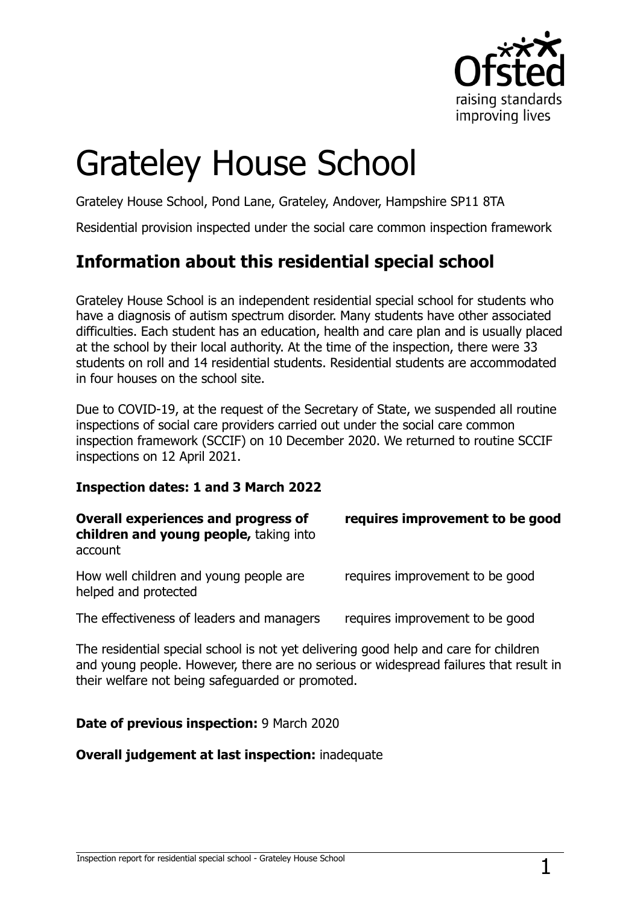# Grateley House School

Grateley House School, Pond Lane, Grateley, Andover, Hampshire SP11 8TA

Residential provision inspected under the social care common inspection framework

## Information about this residential special school

Grateley House School is an independent residential special school for students who have a diagnosis of autism spectrum disorder. Many students have other associated difficulties. Each student has an education, health and care plan and is usually placed at the school by their local authority. At the time of the inspection, there were 33 students on roll and 14 residential students. Residential students are accommodated in four houses on the school site.

Due to COVID-19, at the request of the Secretary of State, we suspended all routine inspections of social care providers carried out under the social care common inspection framework (SCCIF) on 10 December 2020. We returned to routine SCCIF inspections on 12 April 2021.

**Inspection dates: 1 and 3 March 2022**

| | |
|---|---|
| **Overall experiences and progress of children and young people,** taking into account | **requires improvement to be good** |
| How well children and young people are helped and protected | requires improvement to be good |
| The effectiveness of leaders and managers | requires improvement to be good |

The residential special school is not yet delivering good help and care for children and young people. However, there are no serious or widespread failures that result in their welfare not being safeguarded or promoted.

**Date of previous inspection:** 9 March 2020

**Overall judgement at last inspection:** inadequate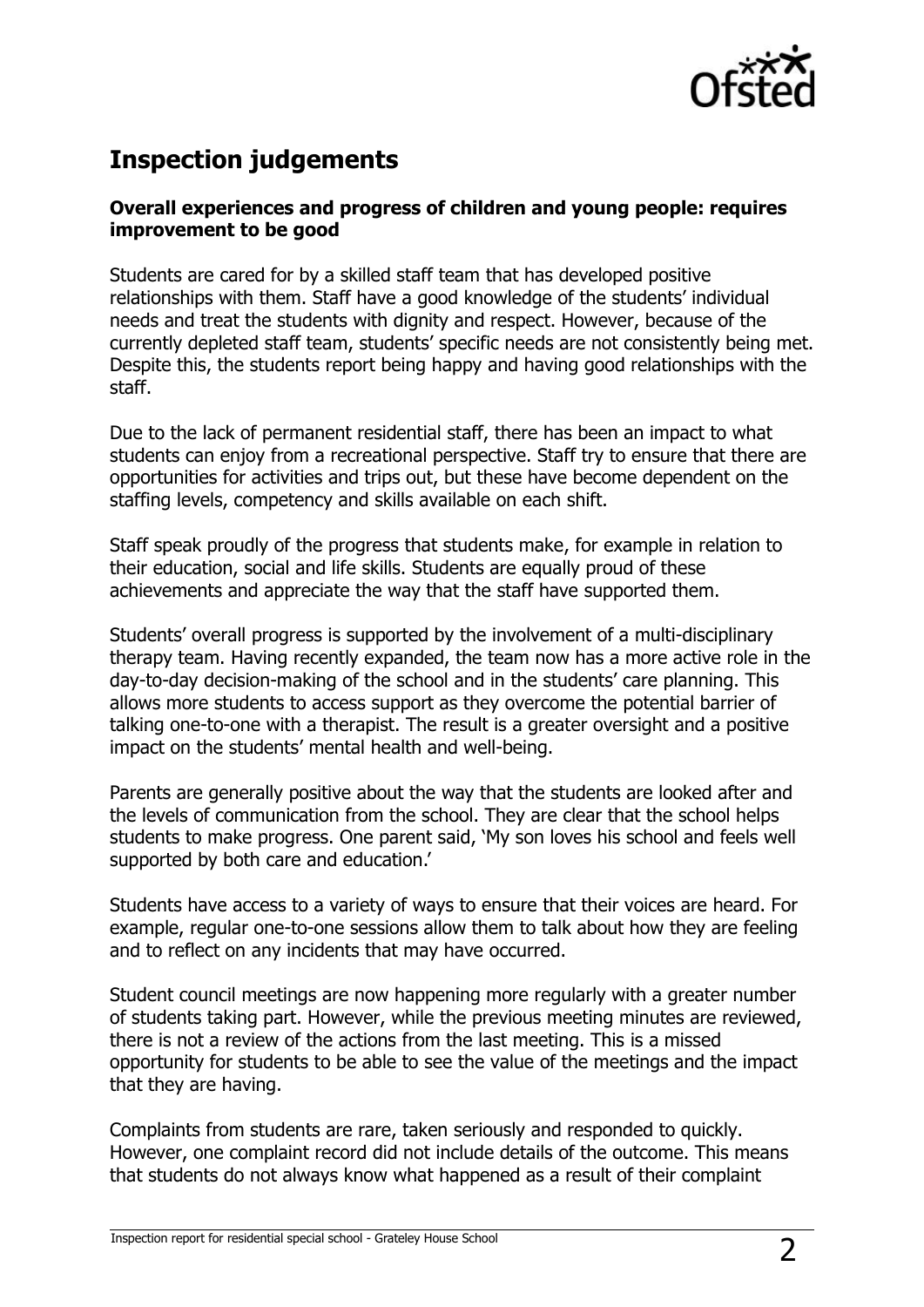## Inspection judgements

**Overall experiences and progress of children and young people: requires improvement to be good**

Students are cared for by a skilled staff team that has developed positive relationships with them. Staff have a good knowledge of the students' individual needs and treat the students with dignity and respect. However, because of the currently depleted staff team, students' specific needs are not consistently being met. Despite this, the students report being happy and having good relationships with the staff.

Due to the lack of permanent residential staff, there has been an impact to what students can enjoy from a recreational perspective. Staff try to ensure that there are opportunities for activities and trips out, but these have become dependent on the staffing levels, competency and skills available on each shift.

Staff speak proudly of the progress that students make, for example in relation to their education, social and life skills. Students are equally proud of these achievements and appreciate the way that the staff have supported them.

Students' overall progress is supported by the involvement of a multi-disciplinary therapy team. Having recently expanded, the team now has a more active role in the day-to-day decision-making of the school and in the students' care planning. This allows more students to access support as they overcome the potential barrier of talking one-to-one with a therapist. The result is a greater oversight and a positive impact on the students' mental health and well-being.

Parents are generally positive about the way that the students are looked after and the levels of communication from the school. They are clear that the school helps students to make progress. One parent said, 'My son loves his school and feels well supported by both care and education.'

Students have access to a variety of ways to ensure that their voices are heard. For example, regular one-to-one sessions allow them to talk about how they are feeling and to reflect on any incidents that may have occurred.

Student council meetings are now happening more regularly with a greater number of students taking part. However, while the previous meeting minutes are reviewed, there is not a review of the actions from the last meeting. This is a missed opportunity for students to be able to see the value of the meetings and the impact that they are having.

Complaints from students are rare, taken seriously and responded to quickly. However, one complaint record did not include details of the outcome. This means that students do not always know what happened as a result of their complaint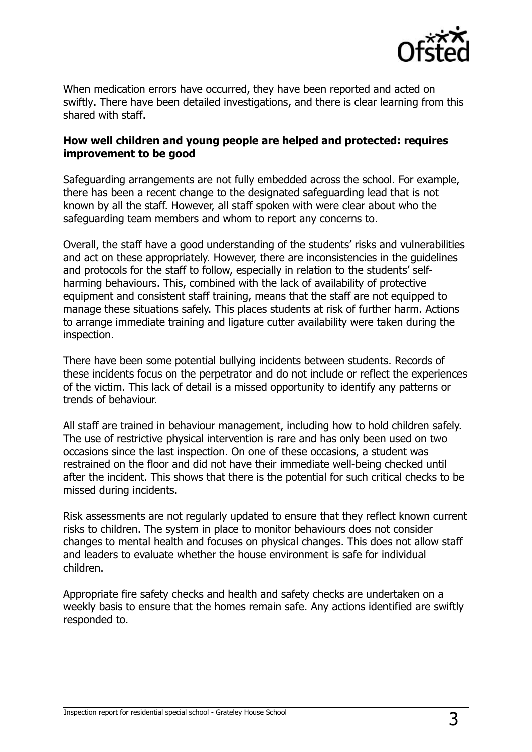When medication errors have occurred, they have been reported and acted on swiftly. There have been detailed investigations, and there is clear learning from this shared with staff.

**How well children and young people are helped and protected: requires improvement to be good**

Safeguarding arrangements are not fully embedded across the school. For example, there has been a recent change to the designated safeguarding lead that is not known by all the staff. However, all staff spoken with were clear about who the safeguarding team members and whom to report any concerns to.

Overall, the staff have a good understanding of the students' risks and vulnerabilities and act on these appropriately. However, there are inconsistencies in the guidelines and protocols for the staff to follow, especially in relation to the students' self-harming behaviours. This, combined with the lack of availability of protective equipment and consistent staff training, means that the staff are not equipped to manage these situations safely. This places students at risk of further harm. Actions to arrange immediate training and ligature cutter availability were taken during the inspection.

There have been some potential bullying incidents between students. Records of these incidents focus on the perpetrator and do not include or reflect the experiences of the victim. This lack of detail is a missed opportunity to identify any patterns or trends of behaviour.

All staff are trained in behaviour management, including how to hold children safely. The use of restrictive physical intervention is rare and has only been used on two occasions since the last inspection. On one of these occasions, a student was restrained on the floor and did not have their immediate well-being checked until after the incident. This shows that there is the potential for such critical checks to be missed during incidents.

Risk assessments are not regularly updated to ensure that they reflect known current risks to children. The system in place to monitor behaviours does not consider changes to mental health and focuses on physical changes. This does not allow staff and leaders to evaluate whether the house environment is safe for individual children.

Appropriate fire safety checks and health and safety checks are undertaken on a weekly basis to ensure that the homes remain safe. Any actions identified are swiftly responded to.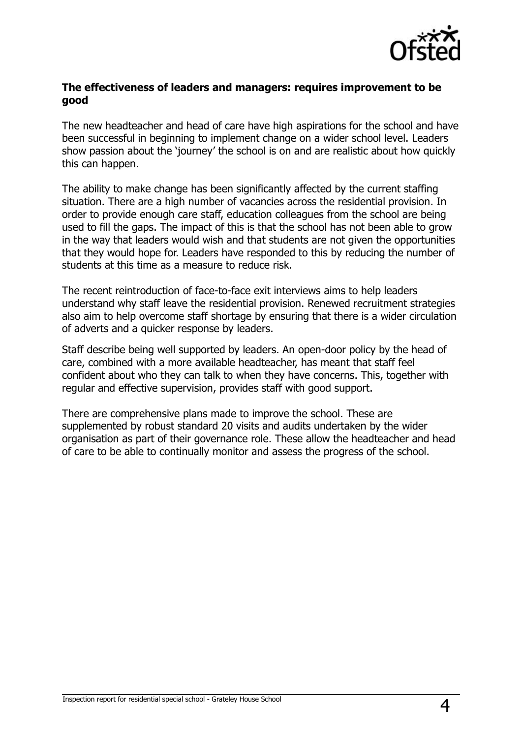**The effectiveness of leaders and managers: requires improvement to be good**

The new headteacher and head of care have high aspirations for the school and have been successful in beginning to implement change on a wider school level. Leaders show passion about the 'journey' the school is on and are realistic about how quickly this can happen.

The ability to make change has been significantly affected by the current staffing situation. There are a high number of vacancies across the residential provision. In order to provide enough care staff, education colleagues from the school are being used to fill the gaps. The impact of this is that the school has not been able to grow in the way that leaders would wish and that students are not given the opportunities that they would hope for. Leaders have responded to this by reducing the number of students at this time as a measure to reduce risk.

The recent reintroduction of face-to-face exit interviews aims to help leaders understand why staff leave the residential provision. Renewed recruitment strategies also aim to help overcome staff shortage by ensuring that there is a wider circulation of adverts and a quicker response by leaders.

Staff describe being well supported by leaders. An open-door policy by the head of care, combined with a more available headteacher, has meant that staff feel confident about who they can talk to when they have concerns. This, together with regular and effective supervision, provides staff with good support.

There are comprehensive plans made to improve the school. These are supplemented by robust standard 20 visits and audits undertaken by the wider organisation as part of their governance role. These allow the headteacher and head of care to be able to continually monitor and assess the progress of the school.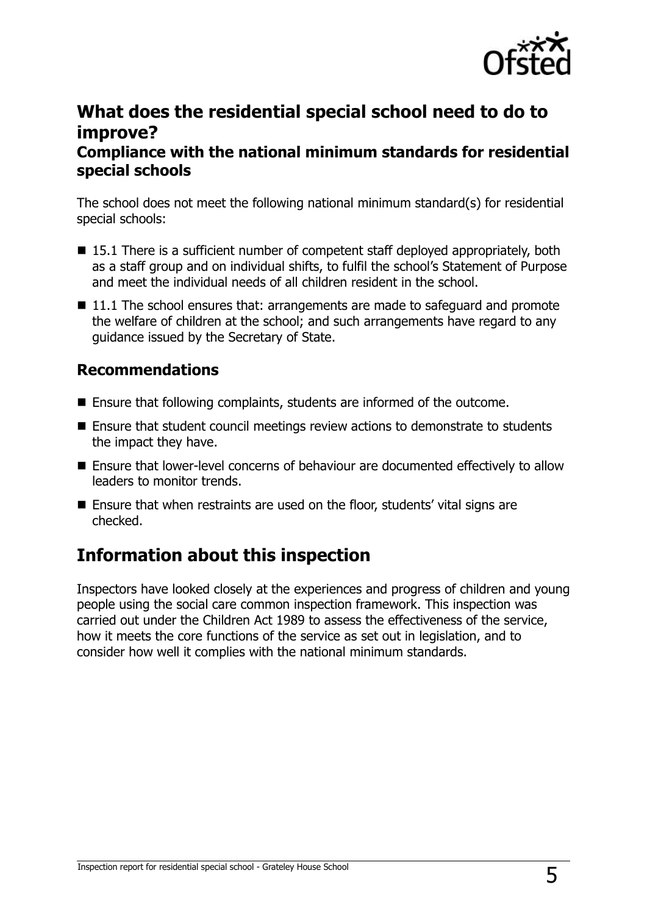## What does the residential special school need to do to improve?

### Compliance with the national minimum standards for residential special schools

The school does not meet the following national minimum standard(s) for residential special schools:

- 15.1 There is a sufficient number of competent staff deployed appropriately, both as a staff group and on individual shifts, to fulfil the school's Statement of Purpose and meet the individual needs of all children resident in the school.
- 11.1 The school ensures that: arrangements are made to safeguard and promote the welfare of children at the school; and such arrangements have regard to any guidance issued by the Secretary of State.

### Recommendations

- Ensure that following complaints, students are informed of the outcome.
- Ensure that student council meetings review actions to demonstrate to students the impact they have.
- Ensure that lower-level concerns of behaviour are documented effectively to allow leaders to monitor trends.
- Ensure that when restraints are used on the floor, students' vital signs are checked.

## Information about this inspection

Inspectors have looked closely at the experiences and progress of children and young people using the social care common inspection framework. This inspection was carried out under the Children Act 1989 to assess the effectiveness of the service, how it meets the core functions of the service as set out in legislation, and to consider how well it complies with the national minimum standards.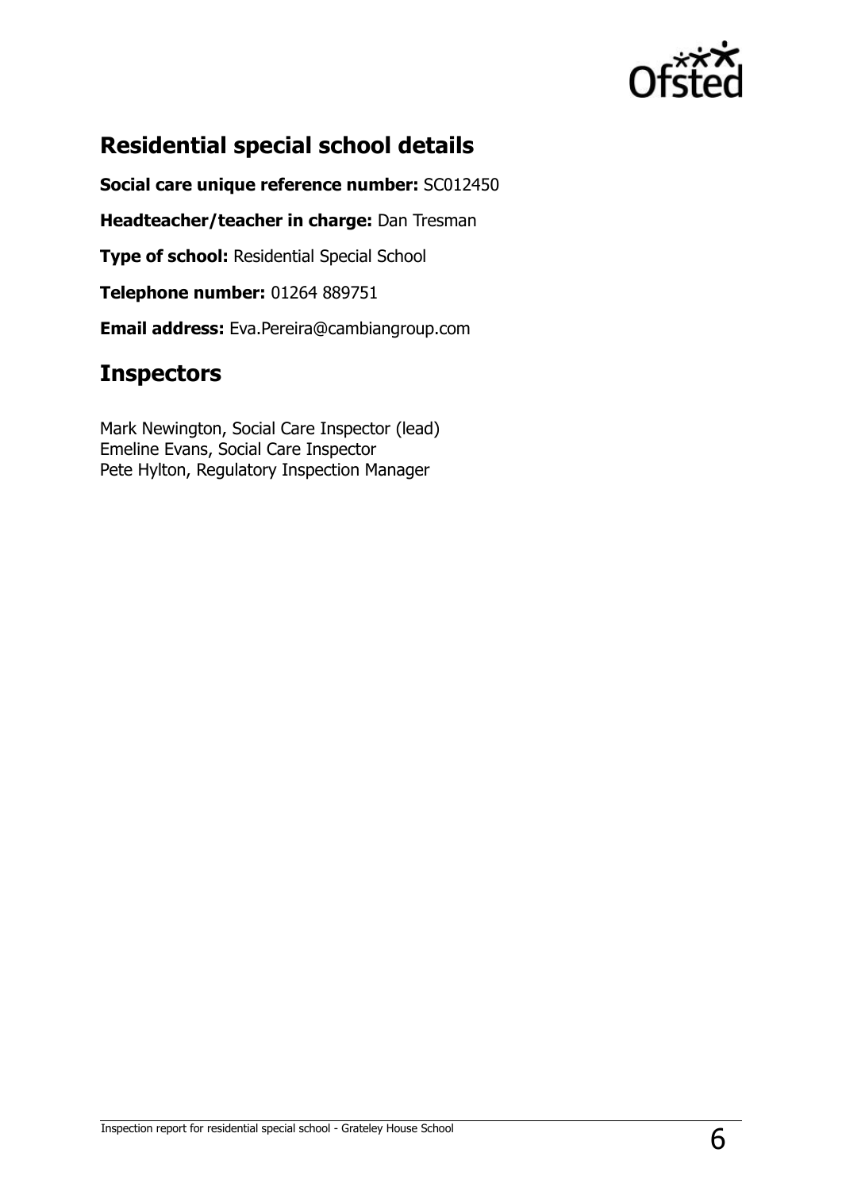## Residential special school details

**Social care unique reference number:** SC012450

**Headteacher/teacher in charge:** Dan Tresman

**Type of school:** Residential Special School

**Telephone number:** 01264 889751

**Email address:** Eva.Pereira@cambiangroup.com

## Inspectors

Mark Newington, Social Care Inspector (lead)
Emeline Evans, Social Care Inspector
Pete Hylton, Regulatory Inspection Manager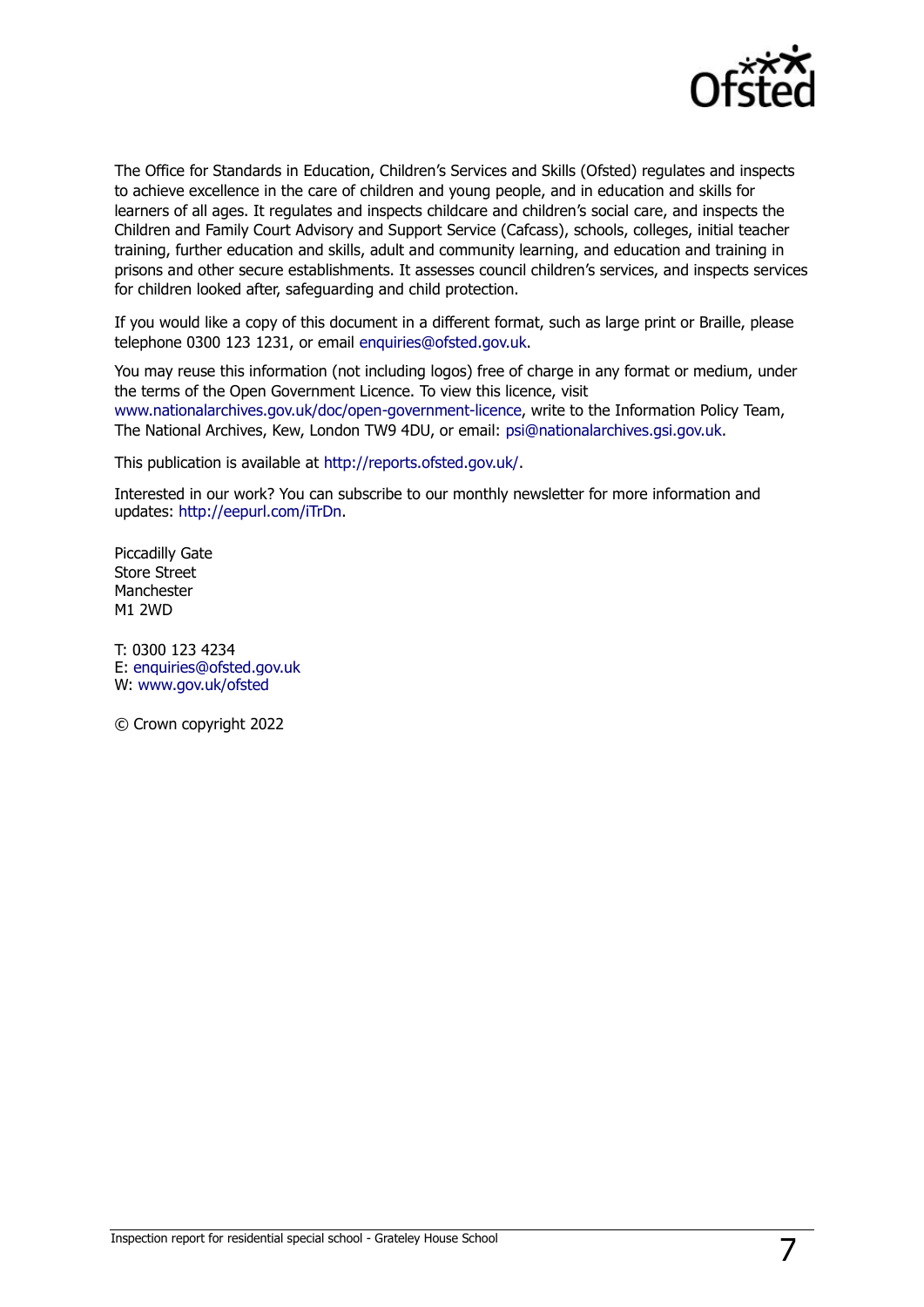The Office for Standards in Education, Children's Services and Skills (Ofsted) regulates and inspects to achieve excellence in the care of children and young people, and in education and skills for learners of all ages. It regulates and inspects childcare and children's social care, and inspects the Children and Family Court Advisory and Support Service (Cafcass), schools, colleges, initial teacher training, further education and skills, adult and community learning, and education and training in prisons and other secure establishments. It assesses council children's services, and inspects services for children looked after, safeguarding and child protection.

If you would like a copy of this document in a different format, such as large print or Braille, please telephone 0300 123 1231, or email enquiries@ofsted.gov.uk.

You may reuse this information (not including logos) free of charge in any format or medium, under the terms of the Open Government Licence. To view this licence, visit www.nationalarchives.gov.uk/doc/open-government-licence, write to the Information Policy Team, The National Archives, Kew, London TW9 4DU, or email: psi@nationalarchives.gsi.gov.uk.

This publication is available at http://reports.ofsted.gov.uk/.

Interested in our work? You can subscribe to our monthly newsletter for more information and updates: http://eepurl.com/iTrDn.

Piccadilly Gate
Store Street
Manchester
M1 2WD

T: 0300 123 4234
E: enquiries@ofsted.gov.uk
W: www.gov.uk/ofsted

© Crown copyright 2022